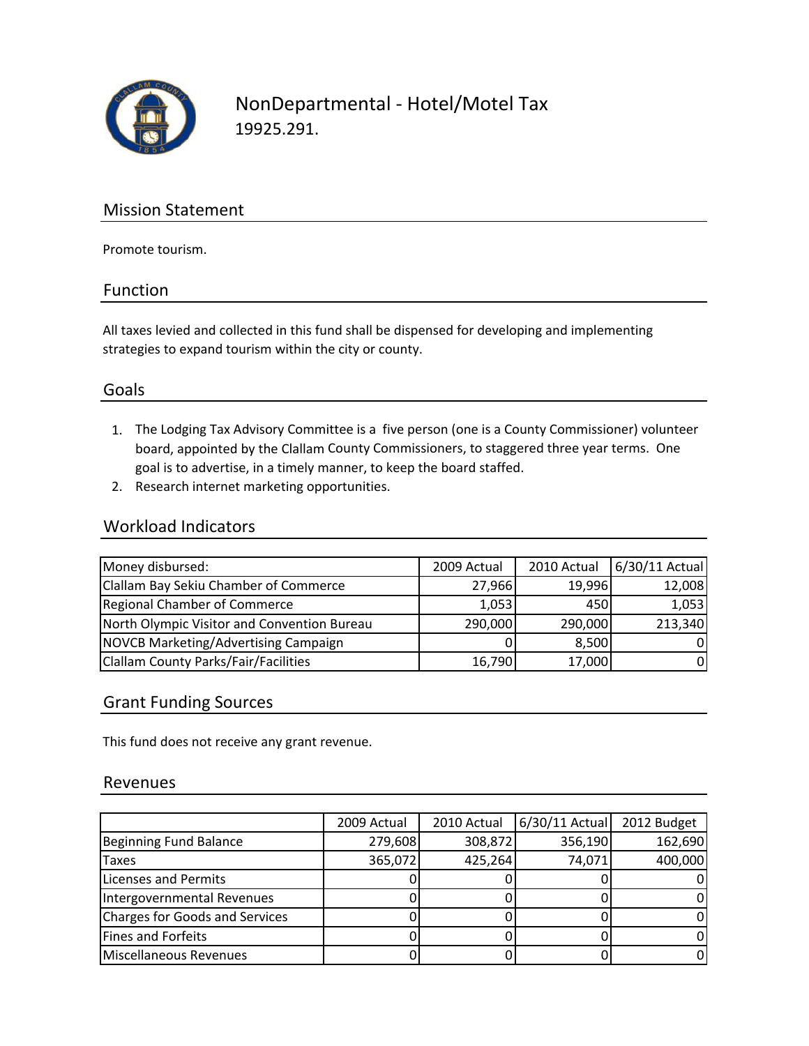# NonDepartmental - Hotel/Motel Tax

19925.291.

## Mission Statement

Promote tourism.

## Function

All taxes levied and collected in this fund shall be dispensed for developing and implementing strategies to expand tourism within the city or county.

## Goals

1. The Lodging Tax Advisory Committee is a five person (one is a County Commissioner) volunteer board, appointed by the Clallam County Commissioners, to staggered three year terms. One goal is to advertise, in a timely manner, to keep the board staffed.
2. Research internet marketing opportunities.

## Workload Indicators

| Money disbursed: | 2009 Actual | 2010 Actual | 6/30/11 Actual |
|---|---|---|---|
| Clallam Bay Sekiu Chamber of Commerce | 27,966 | 19,996 | 12,008 |
| Regional Chamber of Commerce | 1,053 | 450 | 1,053 |
| North Olympic Visitor and Convention Bureau | 290,000 | 290,000 | 213,340 |
| NOVCB Marketing/Advertising Campaign | 0 | 8,500 | 0 |
| Clallam County Parks/Fair/Facilities | 16,790 | 17,000 | 0 |

## Grant Funding Sources

This fund does not receive any grant revenue.

## Revenues

| | 2009 Actual | 2010 Actual | 6/30/11 Actual | 2012 Budget |
|---|---|---|---|---|
| Beginning Fund Balance | 279,608 | 308,872 | 356,190 | 162,690 |
| Taxes | 365,072 | 425,264 | 74,071 | 400,000 |
| Licenses and Permits | 0 | 0 | 0 | 0 |
| Intergovernmental Revenues | 0 | 0 | 0 | 0 |
| Charges for Goods and Services | 0 | 0 | 0 | 0 |
| Fines and Forfeits | 0 | 0 | 0 | 0 |
| Miscellaneous Revenues | 0 | 0 | 0 | 0 |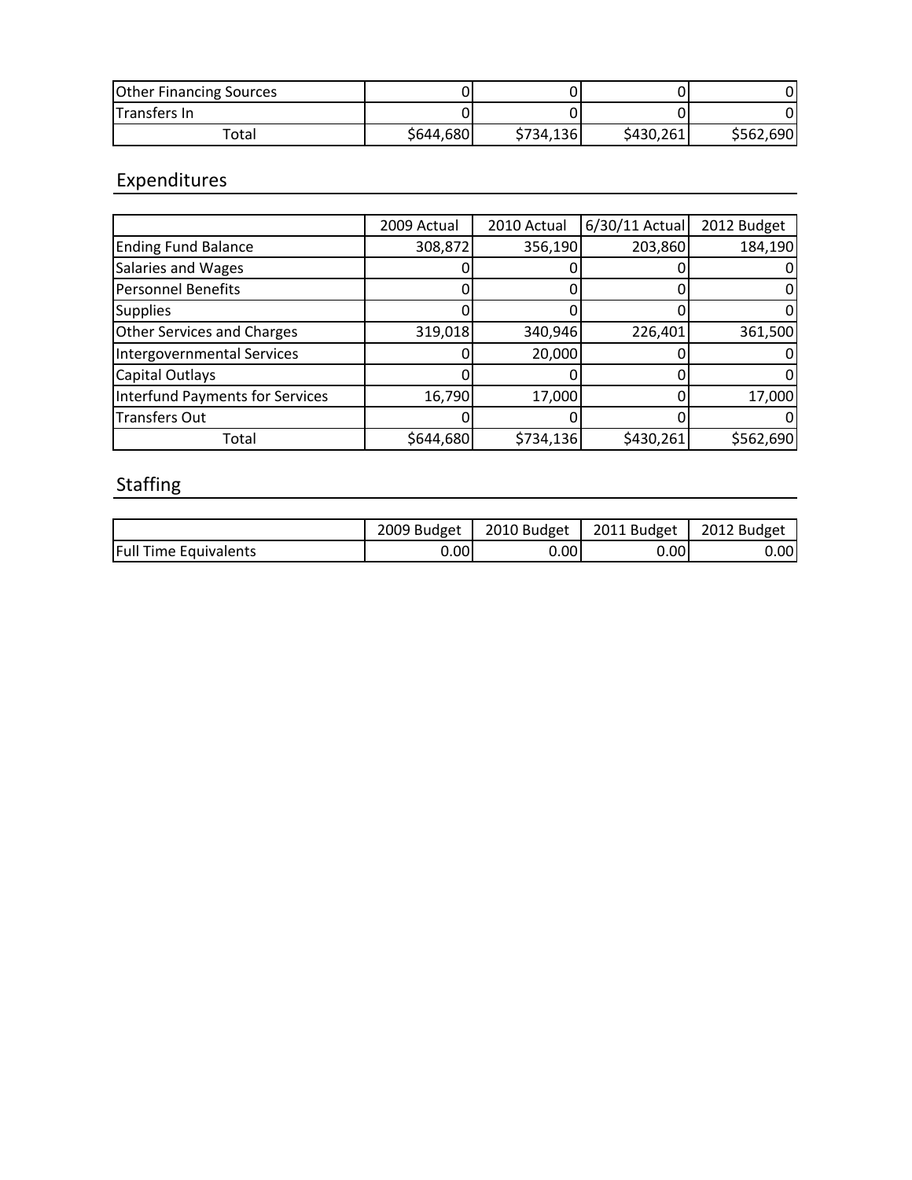| | | | | |
|---|---|---|---|---|
| Other Financing Sources | 0 | 0 | 0 | 0 |
| Transfers In | 0 | 0 | 0 | 0 |
| Total | $644,680 | $734,136 | $430,261 | $562,690 |

## Expenditures

| | 2009 Actual | 2010 Actual | 6/30/11 Actual | 2012 Budget |
|---|---|---|---|---|
| Ending Fund Balance | 308,872 | 356,190 | 203,860 | 184,190 |
| Salaries and Wages | 0 | 0 | 0 | 0 |
| Personnel Benefits | 0 | 0 | 0 | 0 |
| Supplies | 0 | 0 | 0 | 0 |
| Other Services and Charges | 319,018 | 340,946 | 226,401 | 361,500 |
| Intergovernmental Services | 0 | 20,000 | 0 | 0 |
| Capital Outlays | 0 | 0 | 0 | 0 |
| Interfund Payments for Services | 16,790 | 17,000 | 0 | 17,000 |
| Transfers Out | 0 | 0 | 0 | 0 |
| Total | $644,680 | $734,136 | $430,261 | $562,690 |

## Staffing

| | 2009 Budget | 2010 Budget | 2011 Budget | 2012 Budget |
|---|---|---|---|---|
| Full Time Equivalents | 0.00 | 0.00 | 0.00 | 0.00 |